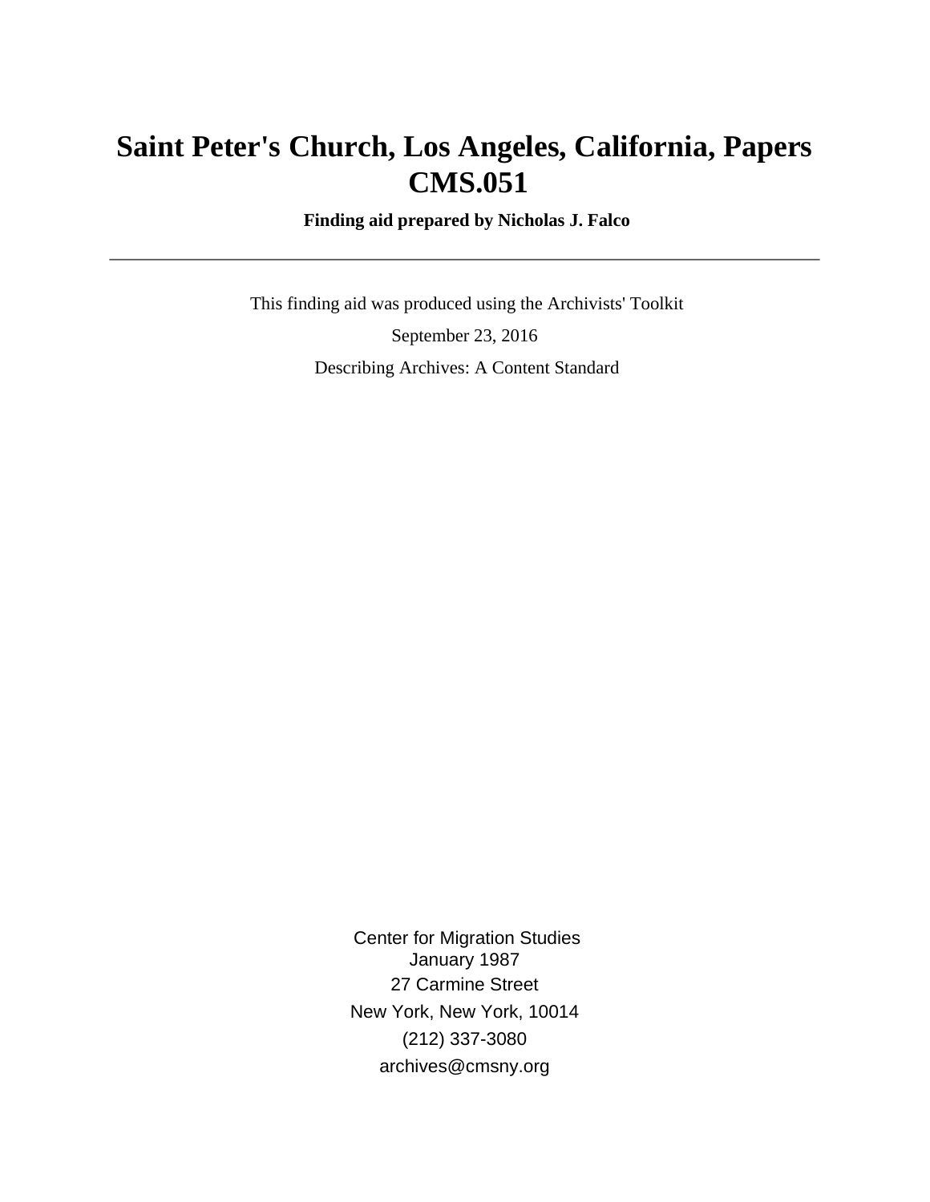# Saint Peter's Church, Los Angeles, California, Papers CMS.051

**Finding aid prepared by Nicholas J. Falco**

---

This finding aid was produced using the Archivists' Toolkit

September 23, 2016

Describing Archives: A Content Standard

Center for Migration Studies
January 1987
27 Carmine Street
New York, New York, 10014
(212) 337-3080
archives@cmsny.org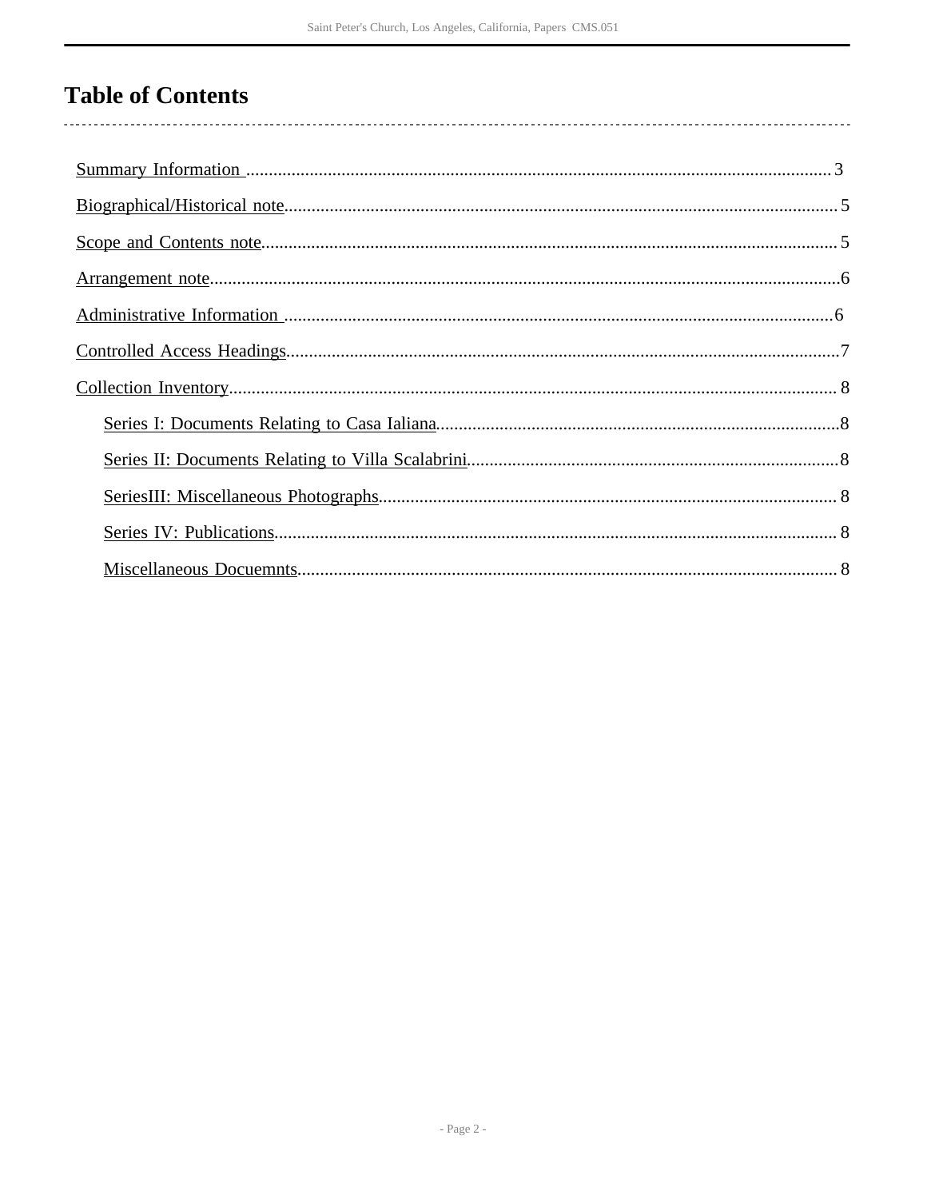# Table of Contents

- Summary Information ................................................ 3
- Biographical/Historical note ................................................ 5
- Scope and Contents note ................................................ 5
- Arrangement note ................................................ 6
- Administrative Information ................................................ 6
- Controlled Access Headings ................................................ 7
- Collection Inventory ................................................ 8
  - Series I: Documents Relating to Casa Ialiana ................................................ 8
  - Series II: Documents Relating to Villa Scalabrini ................................................ 8
  - SeriesIII: Miscellaneous Photographs ................................................ 8
  - Series IV: Publications ................................................ 8
  - Miscellaneous Docuemnts ................................................ 8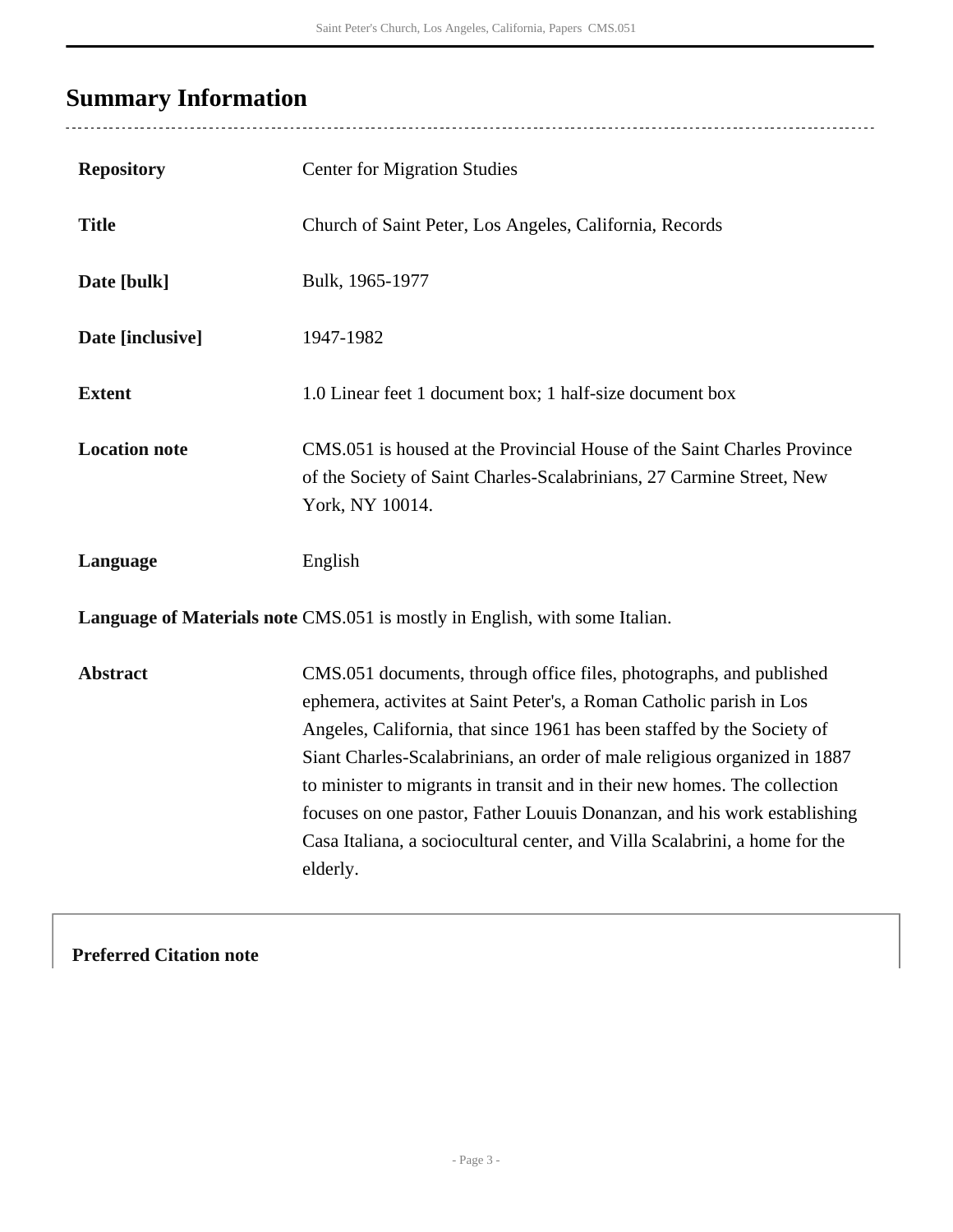## Summary Information

| | |
|---|---|
| **Repository** | Center for Migration Studies |
| **Title** | Church of Saint Peter, Los Angeles, California, Records |
| **Date [bulk]** | Bulk, 1965-1977 |
| **Date [inclusive]** | 1947-1982 |
| **Extent** | 1.0 Linear feet 1 document box; 1 half-size document box |
| **Location note** | CMS.051 is housed at the Provincial House of the Saint Charles Province of the Society of Saint Charles-Scalabrinians, 27 Carmine Street, New York, NY 10014. |
| **Language** | English |
| **Language of Materials note** | CMS.051 is mostly in English, with some Italian. |
| **Abstract** | CMS.051 documents, through office files, photographs, and published ephemera, activites at Saint Peter's, a Roman Catholic parish in Los Angeles, California, that since 1961 has been staffed by the Society of Siant Charles-Scalabrinians, an order of male religious organized in 1887 to minister to migrants in transit and in their new homes. The collection focuses on one pastor, Father Louuis Donanzan, and his work establishing Casa Italiana, a sociocultural center, and Villa Scalabrini, a home for the elderly. |

**Preferred Citation note**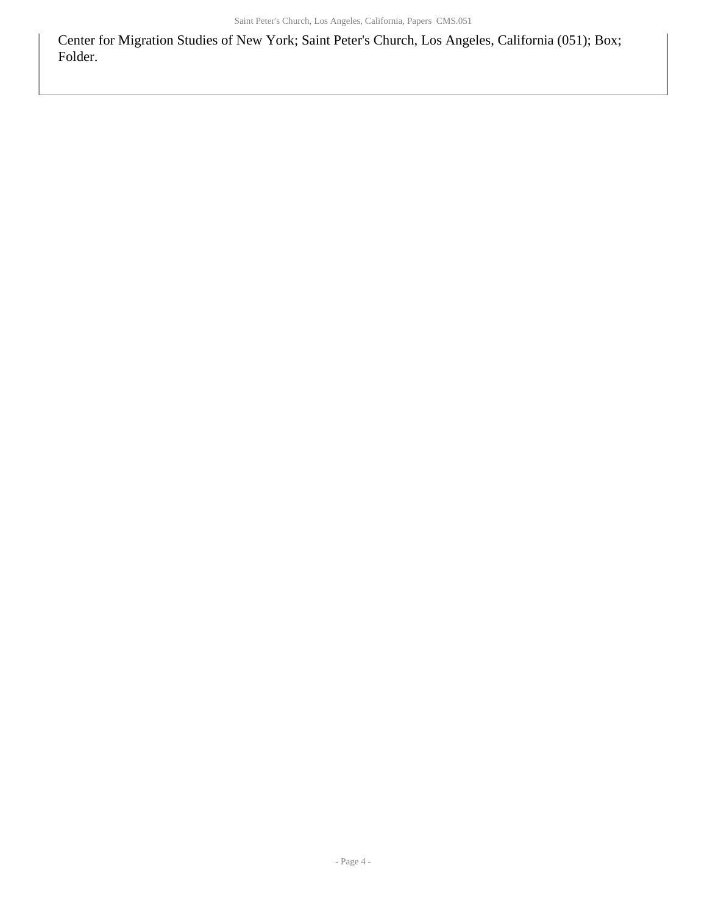Center for Migration Studies of New York; Saint Peter's Church, Los Angeles, California (051); Box; Folder.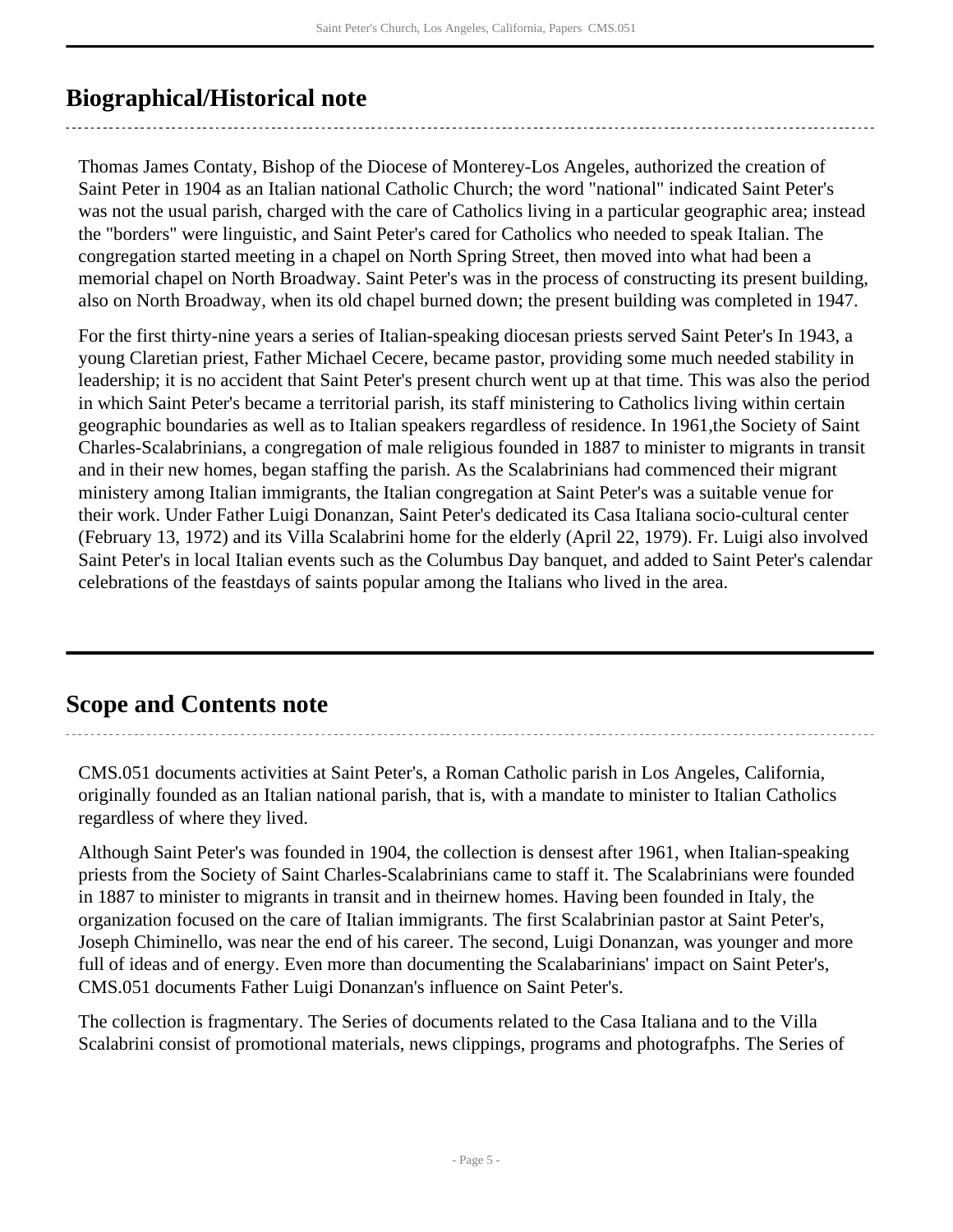## Biographical/Historical note

Thomas James Contaty, Bishop of the Diocese of Monterey-Los Angeles, authorized the creation of Saint Peter in 1904 as an Italian national Catholic Church; the word "national" indicated Saint Peter's was not the usual parish, charged with the care of Catholics living in a particular geographic area; instead the "borders" were linguistic, and Saint Peter's cared for Catholics who needed to speak Italian. The congregation started meeting in a chapel on North Spring Street, then moved into what had been a memorial chapel on North Broadway. Saint Peter's was in the process of constructing its present building, also on North Broadway, when its old chapel burned down; the present building was completed in 1947.

For the first thirty-nine years a series of Italian-speaking diocesan priests served Saint Peter's In 1943, a young Claretian priest, Father Michael Cecere, became pastor, providing some much needed stability in leadership; it is no accident that Saint Peter's present church went up at that time. This was also the period in which Saint Peter's became a territorial parish, its staff ministering to Catholics living within certain geographic boundaries as well as to Italian speakers regardless of residence. In 1961,the Society of Saint Charles-Scalabrinians, a congregation of male religious founded in 1887 to minister to migrants in transit and in their new homes, began staffing the parish. As the Scalabrinians had commenced their migrant ministery among Italian immigrants, the Italian congregation at Saint Peter's was a suitable venue for their work. Under Father Luigi Donanzan, Saint Peter's dedicated its Casa Italiana socio-cultural center (February 13, 1972) and its Villa Scalabrini home for the elderly (April 22, 1979). Fr. Luigi also involved Saint Peter's in local Italian events such as the Columbus Day banquet, and added to Saint Peter's calendar celebrations of the feastdays of saints popular among the Italians who lived in the area.

## Scope and Contents note

CMS.051 documents activities at Saint Peter's, a Roman Catholic parish in Los Angeles, California, originally founded as an Italian national parish, that is, with a mandate to minister to Italian Catholics regardless of where they lived.

Although Saint Peter's was founded in 1904, the collection is densest after 1961, when Italian-speaking priests from the Society of Saint Charles-Scalabrinians came to staff it. The Scalabrinians were founded in 1887 to minister to migrants in transit and in theirnew homes. Having been founded in Italy, the organization focused on the care of Italian immigrants. The first Scalabrinian pastor at Saint Peter's, Joseph Chiminello, was near the end of his career. The second, Luigi Donanzan, was younger and more full of ideas and of energy. Even more than documenting the Scalabarinians' impact on Saint Peter's, CMS.051 documents Father Luigi Donanzan's influence on Saint Peter's.

The collection is fragmentary. The Series of documents related to the Casa Italiana and to the Villa Scalabrini consist of promotional materials, news clippings, programs and photografphs. The Series of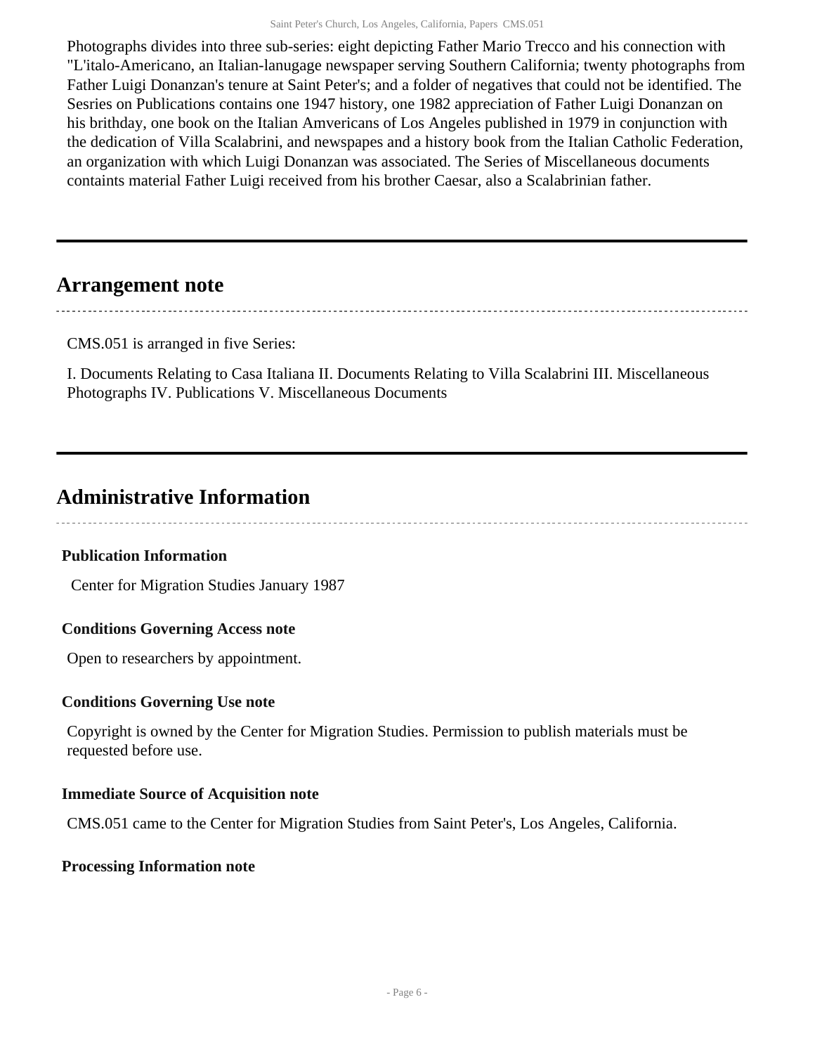Photographs divides into three sub-series: eight depicting Father Mario Trecco and his connection with "L'italo-Americano, an Italian-lanugage newspaper serving Southern California; twenty photographs from Father Luigi Donanzan's tenure at Saint Peter's; and a folder of negatives that could not be identified. The Sesries on Publications contains one 1947 history, one 1982 appreciation of Father Luigi Donanzan on his brithday, one book on the Italian Amvericans of Los Angeles published in 1979 in conjunction with the dedication of Villa Scalabrini, and newspapes and a history book from the Italian Catholic Federation, an organization with which Luigi Donanzan was associated. The Series of Miscellaneous documents containts material Father Luigi received from his brother Caesar, also a Scalabrinian father.

## Arrangement note

CMS.051 is arranged in five Series:

I. Documents Relating to Casa Italiana II. Documents Relating to Villa Scalabrini III. Miscellaneous Photographs IV. Publications V. Miscellaneous Documents

## Administrative Information

### Publication Information

Center for Migration Studies January 1987

### Conditions Governing Access note

Open to researchers by appointment.

### Conditions Governing Use note

Copyright is owned by the Center for Migration Studies. Permission to publish materials must be requested before use.

### Immediate Source of Acquisition note

CMS.051 came to the Center for Migration Studies from Saint Peter's, Los Angeles, California.

### Processing Information note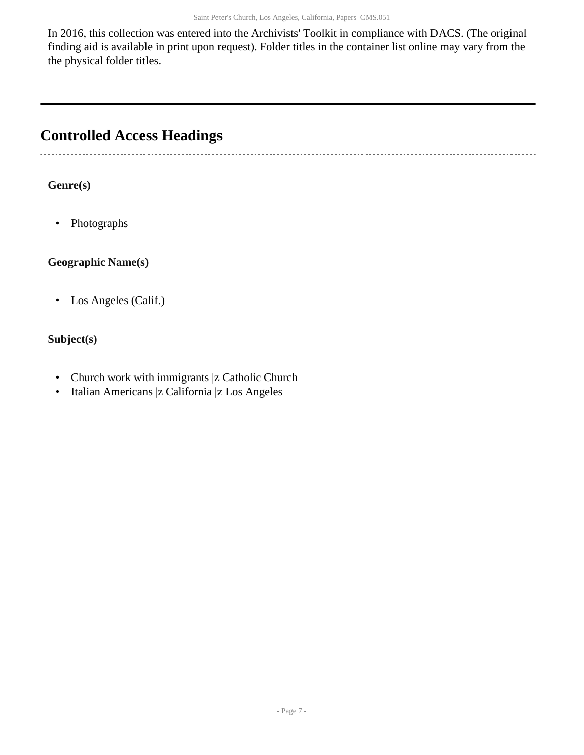In 2016, this collection was entered into the Archivists' Toolkit in compliance with DACS. (The original finding aid is available in print upon request). Folder titles in the container list online may vary from the the physical folder titles.

## Controlled Access Headings

**Genre(s)**

- Photographs

**Geographic Name(s)**

- Los Angeles (Calif.)

**Subject(s)**

- Church work with immigrants |z Catholic Church
- Italian Americans |z California |z Los Angeles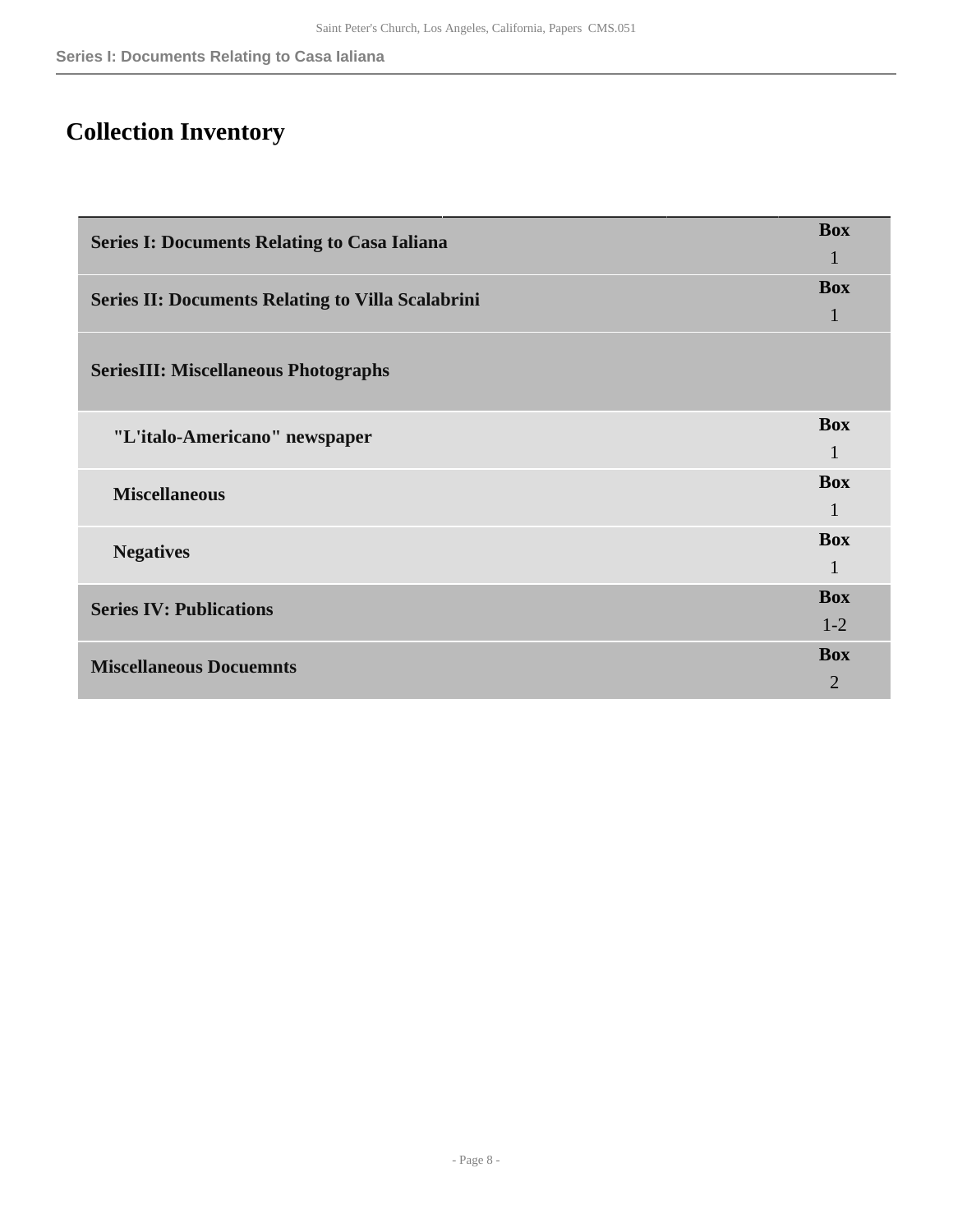# Collection Inventory

| | |
|---|---|
| **Series I: Documents Relating to Casa Ialiana** | **Box** 1 |
| **Series II: Documents Relating to Villa Scalabrini** | **Box** 1 |
| **SeriesIII: Miscellaneous Photographs** | |
| **"L'italo-Americano" newspaper** | **Box** 1 |
| **Miscellaneous** | **Box** 1 |
| **Negatives** | **Box** 1 |
| **Series IV: Publications** | **Box** 1-2 |
| **Miscellaneous Docuemnts** | **Box** 2 |